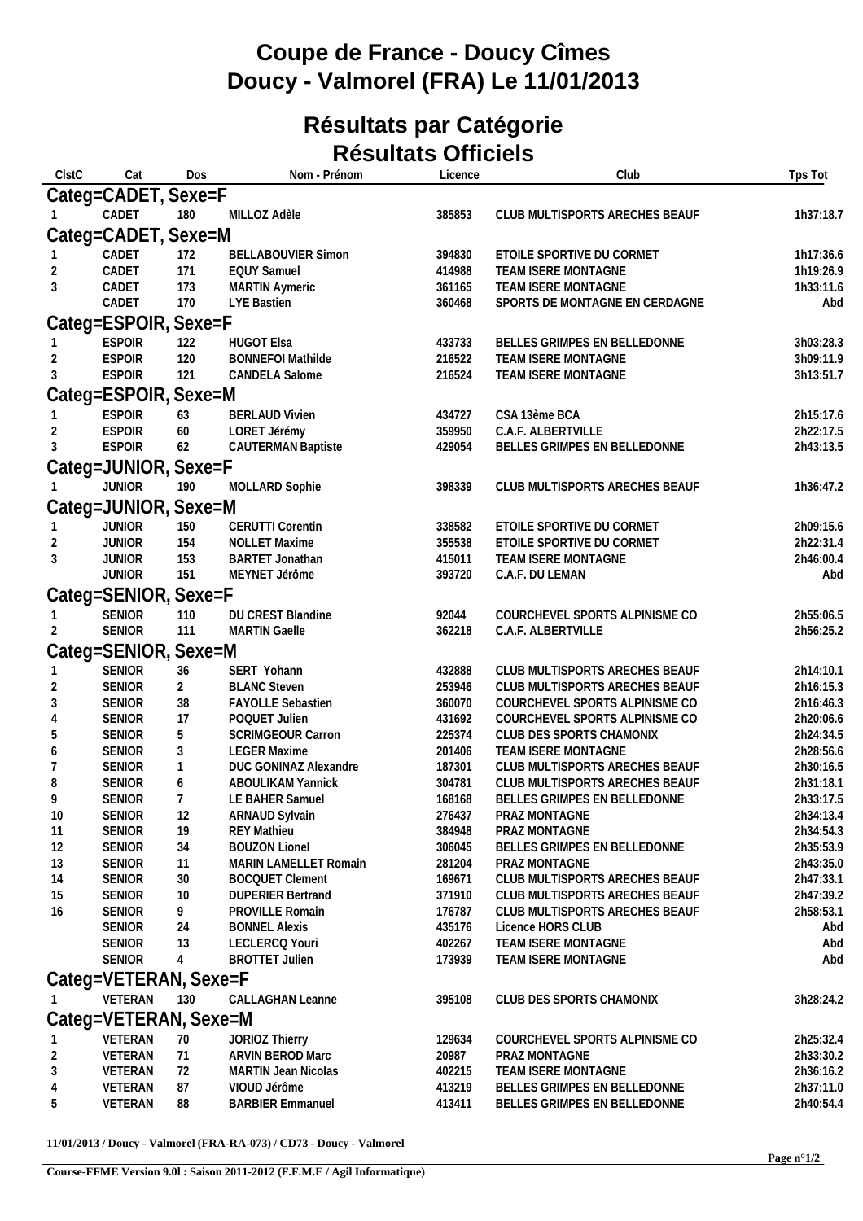# Coupe de France - Doucy Cîmes
# Doucy - Valmorel (FRA) Le 11/01/2013

## Résultats par Catégorie
## Résultats Officiels

| ClstC | Cat | Dos | Nom - Prénom | Licence | Club | Tps Tot |
|---|---|---|---|---|---|---|
| **Categ=CADET, Sexe=F** | | | | | | |
| 1 | CADET | 180 | MILLOZ Adèle | 385853 | CLUB MULTISPORTS ARECHES BEAUF | 1h37:18.7 |
| **Categ=CADET, Sexe=M** | | | | | | |
| 1 | CADET | 172 | BELLABOUVIER Simon | 394830 | ETOILE SPORTIVE DU CORMET | 1h17:36.6 |
| 2 | CADET | 171 | EQUY Samuel | 414988 | TEAM ISERE MONTAGNE | 1h19:26.9 |
| 3 | CADET | 173 | MARTIN Aymeric | 361165 | TEAM ISERE MONTAGNE | 1h33:11.6 |
| | CADET | 170 | LYE Bastien | 360468 | SPORTS DE MONTAGNE EN CERDAGNE | Abd |
| **Categ=ESPOIR, Sexe=F** | | | | | | |
| 1 | ESPOIR | 122 | HUGOT Elsa | 433733 | BELLES GRIMPES EN BELLEDONNE | 3h03:28.3 |
| 2 | ESPOIR | 120 | BONNEFOI Mathilde | 216522 | TEAM ISERE MONTAGNE | 3h09:11.9 |
| 3 | ESPOIR | 121 | CANDELA Salome | 216524 | TEAM ISERE MONTAGNE | 3h13:51.7 |
| **Categ=ESPOIR, Sexe=M** | | | | | | |
| 1 | ESPOIR | 63 | BERLAUD Vivien | 434727 | CSA 13ème BCA | 2h15:17.6 |
| 2 | ESPOIR | 60 | LORET Jérémy | 359950 | C.A.F. ALBERTVILLE | 2h22:17.5 |
| 3 | ESPOIR | 62 | CAUTERMAN Baptiste | 429054 | BELLES GRIMPES EN BELLEDONNE | 2h43:13.5 |
| **Categ=JUNIOR, Sexe=F** | | | | | | |
| 1 | JUNIOR | 190 | MOLLARD Sophie | 398339 | CLUB MULTISPORTS ARECHES BEAUF | 1h36:47.2 |
| **Categ=JUNIOR, Sexe=M** | | | | | | |
| 1 | JUNIOR | 150 | CERUTTI Corentin | 338582 | ETOILE SPORTIVE DU CORMET | 2h09:15.6 |
| 2 | JUNIOR | 154 | NOLLET Maxime | 355538 | ETOILE SPORTIVE DU CORMET | 2h22:31.4 |
| 3 | JUNIOR | 153 | BARTET Jonathan | 415011 | TEAM ISERE MONTAGNE | 2h46:00.4 |
| | JUNIOR | 151 | MEYNET Jérôme | 393720 | C.A.F. DU LEMAN | Abd |
| **Categ=SENIOR, Sexe=F** | | | | | | |
| 1 | SENIOR | 110 | DU CREST Blandine | 92044 | COURCHEVEL SPORTS ALPINISME CO | 2h55:06.5 |
| 2 | SENIOR | 111 | MARTIN Gaelle | 362218 | C.A.F. ALBERTVILLE | 2h56:25.2 |
| **Categ=SENIOR, Sexe=M** | | | | | | |
| 1 | SENIOR | 36 | SERT Yohann | 432888 | CLUB MULTISPORTS ARECHES BEAUF | 2h14:10.1 |
| 2 | SENIOR | 2 | BLANC Steven | 253946 | CLUB MULTISPORTS ARECHES BEAUF | 2h16:15.3 |
| 3 | SENIOR | 38 | FAYOLLE Sebastien | 360070 | COURCHEVEL SPORTS ALPINISME CO | 2h16:46.3 |
| 4 | SENIOR | 17 | POQUET Julien | 431692 | COURCHEVEL SPORTS ALPINISME CO | 2h20:06.6 |
| 5 | SENIOR | 5 | SCRIMGEOUR Carron | 225374 | CLUB DES SPORTS CHAMONIX | 2h24:34.5 |
| 6 | SENIOR | 3 | LEGER Maxime | 201406 | TEAM ISERE MONTAGNE | 2h28:56.6 |
| 7 | SENIOR | 1 | DUC GONINAZ Alexandre | 187301 | CLUB MULTISPORTS ARECHES BEAUF | 2h30:16.5 |
| 8 | SENIOR | 6 | ABOULIKAM Yannick | 304781 | CLUB MULTISPORTS ARECHES BEAUF | 2h31:18.1 |
| 9 | SENIOR | 7 | LE BAHER Samuel | 168168 | BELLES GRIMPES EN BELLEDONNE | 2h33:17.5 |
| 10 | SENIOR | 12 | ARNAUD Sylvain | 276437 | PRAZ MONTAGNE | 2h34:13.4 |
| 11 | SENIOR | 19 | REY Mathieu | 384948 | PRAZ MONTAGNE | 2h34:54.3 |
| 12 | SENIOR | 34 | BOUZON Lionel | 306045 | BELLES GRIMPES EN BELLEDONNE | 2h35:53.9 |
| 13 | SENIOR | 11 | MARIN LAMELLET Romain | 281204 | PRAZ MONTAGNE | 2h43:35.0 |
| 14 | SENIOR | 30 | BOCQUET Clement | 169671 | CLUB MULTISPORTS ARECHES BEAUF | 2h47:33.1 |
| 15 | SENIOR | 10 | DUPERIER Bertrand | 371910 | CLUB MULTISPORTS ARECHES BEAUF | 2h47:39.2 |
| 16 | SENIOR | 9 | PROVILLE Romain | 176787 | CLUB MULTISPORTS ARECHES BEAUF | 2h58:53.1 |
| | SENIOR | 24 | BONNEL Alexis | 435176 | Licence HORS CLUB | Abd |
| | SENIOR | 13 | LECLERCQ Youri | 402267 | TEAM ISERE MONTAGNE | Abd |
| | SENIOR | 4 | BROTTET Julien | 173939 | TEAM ISERE MONTAGNE | Abd |
| **Categ=VETERAN, Sexe=F** | | | | | | |
| 1 | VETERAN | 130 | CALLAGHAN Leanne | 395108 | CLUB DES SPORTS CHAMONIX | 3h28:24.2 |
| **Categ=VETERAN, Sexe=M** | | | | | | |
| 1 | VETERAN | 70 | JORIOZ Thierry | 129634 | COURCHEVEL SPORTS ALPINISME CO | 2h25:32.4 |
| 2 | VETERAN | 71 | ARVIN BEROD Marc | 20987 | PRAZ MONTAGNE | 2h33:30.2 |
| 3 | VETERAN | 72 | MARTIN Jean Nicolas | 402215 | TEAM ISERE MONTAGNE | 2h36:16.2 |
| 4 | VETERAN | 87 | VIOUD Jérôme | 413219 | BELLES GRIMPES EN BELLEDONNE | 2h37:11.0 |
| 5 | VETERAN | 88 | BARBIER Emmanuel | 413411 | BELLES GRIMPES EN BELLEDONNE | 2h40:54.4 |

**11/01/2013 / Doucy - Valmorel (FRA-RA-073) / CD73 - Doucy - Valmorel**

**Course-FFME Version 9.0l : Saison 2011-2012 (F.F.M.E / Agil Informatique)**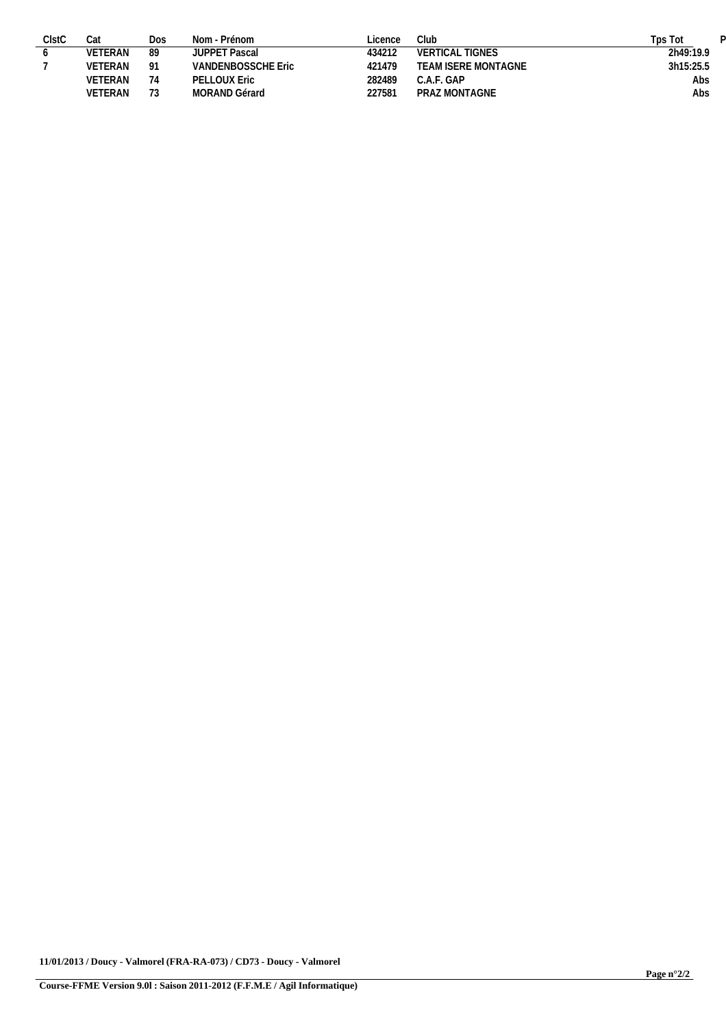| ClstC | Cat | Dos | Nom - Prénom | Licence | Club | Tps Tot | P |
|---|---|---|---|---|---|---|---|
| 6 | VETERAN | 89 | JUPPET Pascal | 434212 | VERTICAL TIGNES | 2h49:19.9 | |
| 7 | VETERAN | 91 | VANDENBOSSCHE Eric | 421479 | TEAM ISERE MONTAGNE | 3h15:25.5 | |
| | VETERAN | 74 | PELLOUX Eric | 282489 | C.A.F. GAP | Abs | |
| | VETERAN | 73 | MORAND Gérard | 227581 | PRAZ MONTAGNE | Abs | |

**11/01/2013 / Doucy - Valmorel (FRA-RA-073) / CD73 - Doucy - Valmorel**

**Course-FFME Version 9.0l : Saison 2011-2012 (F.F.M.E / Agil Informatique)**